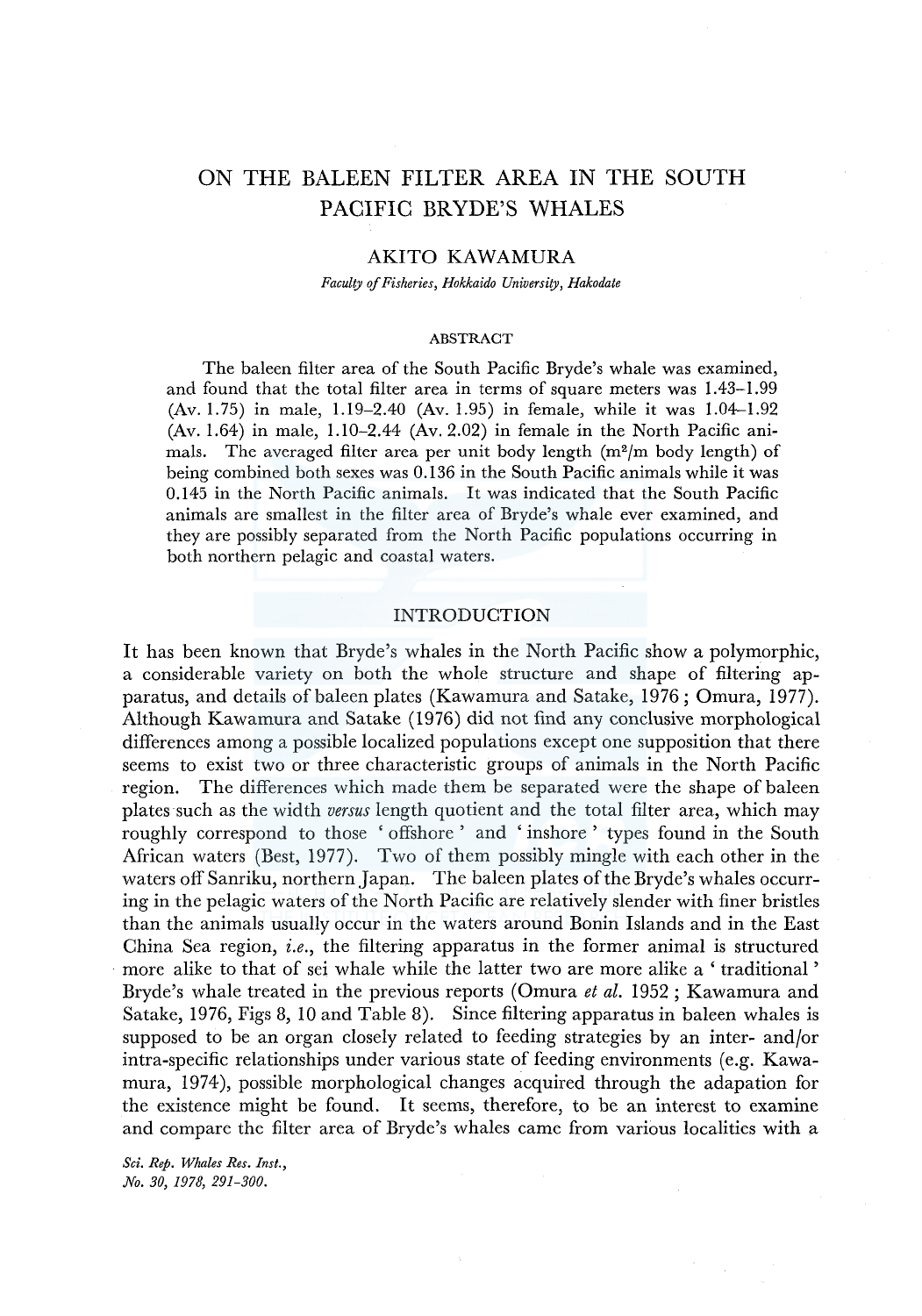# ON THE BALEEN FILTER AREA IN THE SOUTH PACIFIC BRYDE'S WHALES

## AKITO KAWAMURA

*Faculty of Fisheries, Hokkaido University, Hakodate*

### ABSTRACT

The baleen filter area of the South Pacific Bryde's whale was examined, and found that the total filter area in terms of square meters was 1.43–1.99 (Av. 1.75) in male, 1.19–2.40 (Av. 1.95) in female, while it was 1.04–1.92 (Av. 1.64) in male, 1.10–2.44 (Av. 2.02) in female in the North Pacific animals. The averaged filter area per unit body length ($m^2$/m body length) of being combined both sexes was 0.136 in the South Pacific animals while it was 0.145 in the North Pacific animals. It was indicated that the South Pacific animals are smallest in the filter area of Bryde's whale ever examined, and they are possibly separated from the North Pacific populations occurring in both northern pelagic and coastal waters.

## INTRODUCTION

It has been known that Bryde's whales in the North Pacific show a polymorphic, a considerable variety on both the whole structure and shape of filtering apparatus, and details of baleen plates (Kawamura and Satake, 1976; Omura, 1977). Although Kawamura and Satake (1976) did not find any conclusive morphological differences among a possible localized populations except one supposition that there seems to exist two or three characteristic groups of animals in the North Pacific region. The differences which made them be separated were the shape of baleen plates such as the width *versus* length quotient and the total filter area, which may roughly correspond to those 'offshore' and 'inshore' types found in the South African waters (Best, 1977). Two of them possibly mingle with each other in the waters off Sanriku, northern Japan. The baleen plates of the Bryde's whales occurring in the pelagic waters of the North Pacific are relatively slender with finer bristles than the animals usually occur in the waters around Bonin Islands and in the East China Sea region, *i.e.*, the filtering apparatus in the former animal is structured more alike to that of sei whale while the latter two are more alike a 'traditional' Bryde's whale treated in the previous reports (Omura *et al.* 1952; Kawamura and Satake, 1976, Figs 8, 10 and Table 8). Since filtering apparatus in baleen whales is supposed to be an organ closely related to feeding strategies by an inter- and/or intra-specific relationships under various state of feeding environments (e.g. Kawamura, 1974), possible morphological changes acquired through the adapation for the existence might be found. It seems, therefore, to be an interest to examine and compare the filter area of Bryde's whales came from various localities with a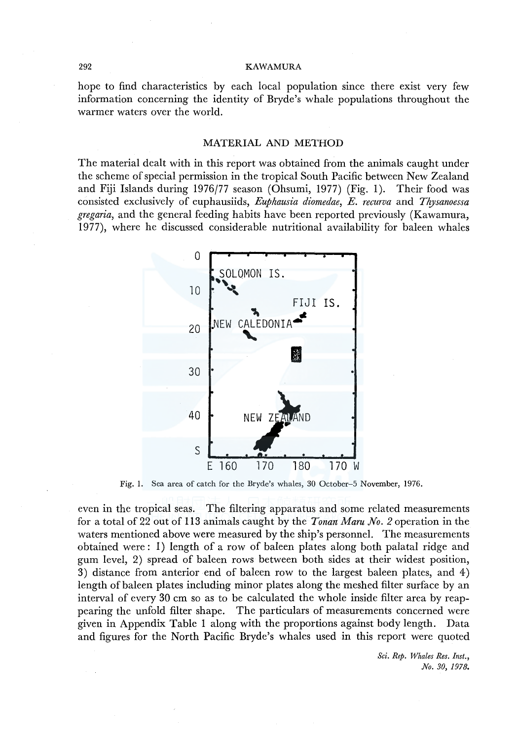hope to find characteristics by each local population since there exist very few information concerning the identity of Bryde's whale populations throughout the warmer waters over the world.

## MATERIAL AND METHOD

The material dealt with in this report was obtained from the animals caught under the scheme of special permission in the tropical South Pacific between New Zealand and Fiji Islands during 1976/77 season (Ohsumi, 1977) (Fig. 1). Their food was consisted exclusively of euphausiids, *Euphausia diomedae*, *E. recurva* and *Thysanoessa gregaria*, and the general feeding habits have been reported previously (Kawamura, 1977), where he discussed considerable nutritional availability for baleen whales even in the tropical seas. The filtering apparatus and some related measurements for a total of 22 out of 113 animals caught by the *Tonan Maru No. 2* operation in the waters mentioned above were measured by the ship's personnel. The measurements obtained were: 1) length of a row of baleen plates along both palatal ridge and gum level, 2) spread of baleen rows between both sides at their widest position, 3) distance from anterior end of baleen row to the largest baleen plates, and 4) length of baleen plates including minor plates along the meshed filter surface by an interval of every 30 cm so as to be calculated the whole inside filter area by reappearing the unfold filter shape. The particulars of measurements concerned were given in Appendix Table 1 along with the proportions against body length. Data and figures for the North Pacific Bryde's whales used in this report were quoted

Fig. 1. Sea area of catch for the Bryde's whales, 30 October–5 November, 1976.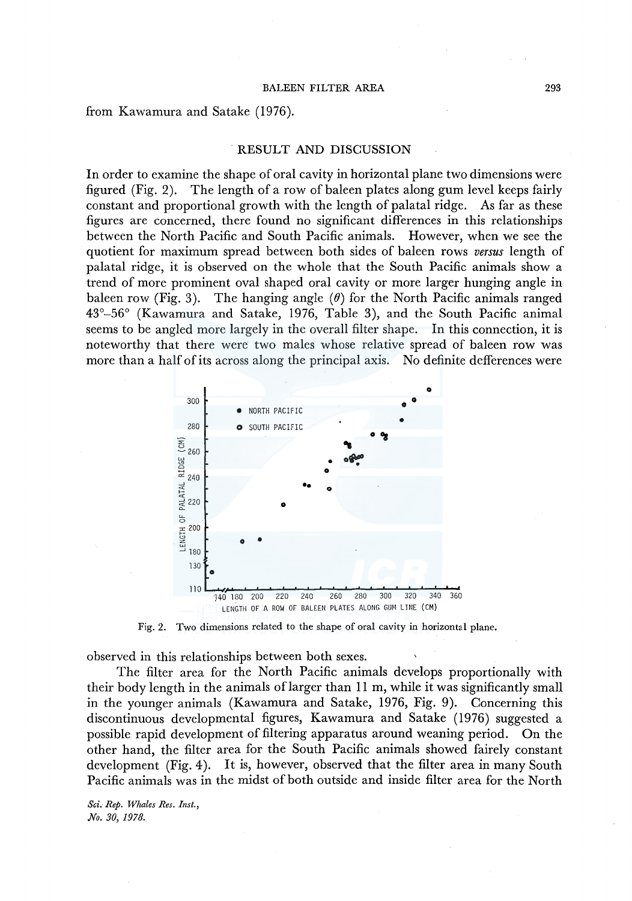from Kawamura and Satake (1976).

## RESULT AND DISCUSSION

In order to examine the shape of oral cavity in horizontal plane two dimensions were figured (Fig. 2). The length of a row of baleen plates along gum level keeps fairly constant and proportional growth with the length of palatal ridge. As far as these figures are concerned, there found no significant differences in this relationships between the North Pacific and South Pacific animals. However, when we see the quotient for maximum spread between both sides of baleen rows *versus* length of palatal ridge, it is observed on the whole that the South Pacific animals show a trend of more prominent oval shaped oral cavity or more larger hunging angle in baleen row (Fig. 3). The hanging angle ($\theta$) for the North Pacific animals ranged 43°–56° (Kawamura and Satake, 1976, Table 3), and the South Pacific animal seems to be angled more largely in the overall filter shape. In this connection, it is noteworthy that there were two males whose relative spread of baleen row was more than a half of its across along the principal axis. No definite defferences were observed in this relationships between both sexes.

Fig. 2. Two dimensions related to the shape of oral cavity in horizontal plane.

The filter area for the North Pacific animals develops proportionally with their body length in the animals of larger than 11 m, while it was significantly small in the younger animals (Kawamura and Satake, 1976, Fig. 9). Concerning this discontinuous developmental figures, Kawamura and Satake (1976) suggested a possible rapid development of filtering apparatus around weaning period. On the other hand, the filter area for the South Pacific animals showed fairely constant development (Fig. 4). It is, however, observed that the filter area in many South Pacific animals was in the midst of both outside and inside filter area for the North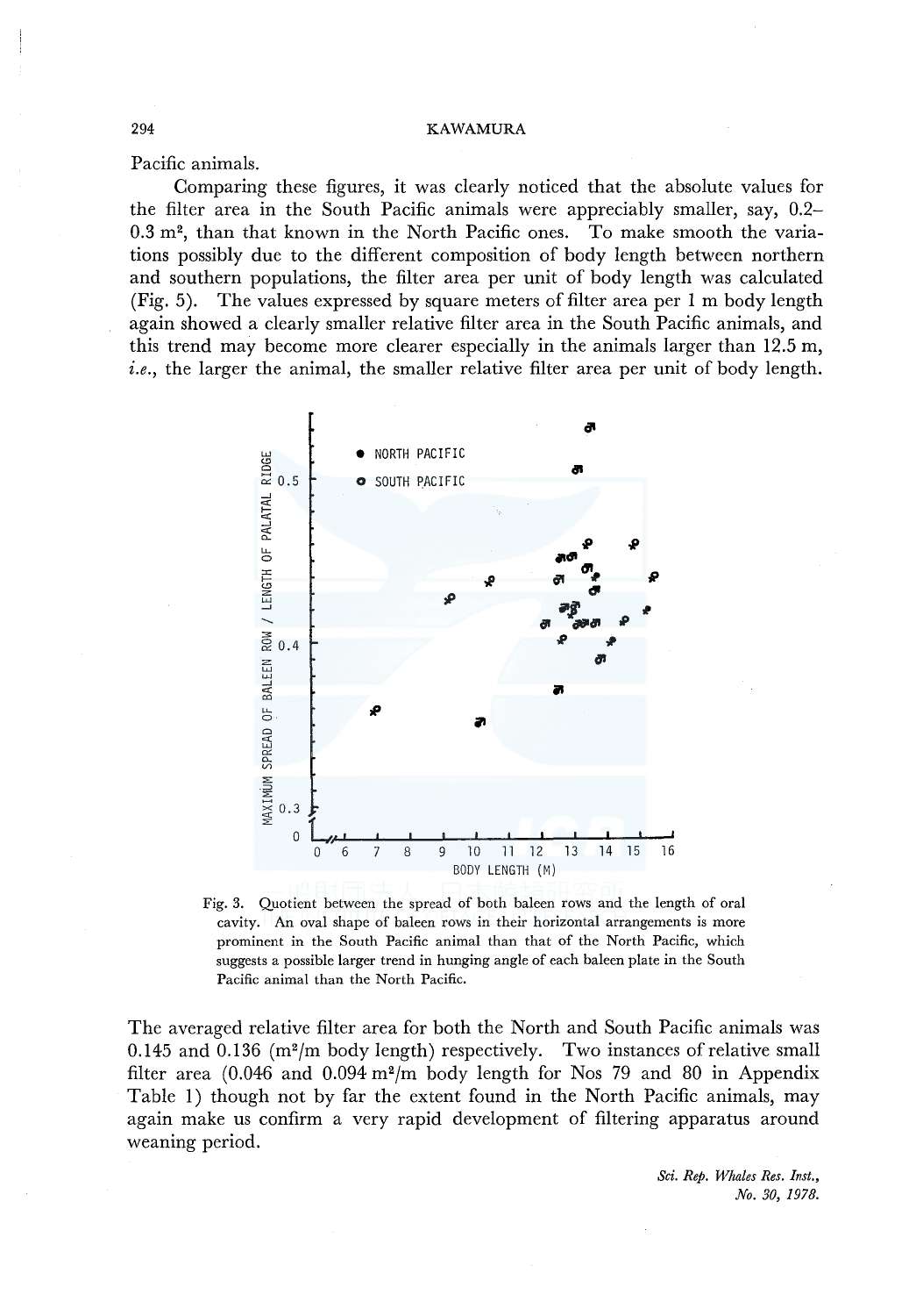Pacific animals.

Comparing these figures, it was clearly noticed that the absolute values for the filter area in the South Pacific animals were appreciably smaller, say, 0.2–0.3 m², than that known in the North Pacific ones. To make smooth the variations possibly due to the different composition of body length between northern and southern populations, the filter area per unit of body length was calculated (Fig. 5). The values expressed by square meters of filter area per 1 m body length again showed a clearly smaller relative filter area in the South Pacific animals, and this trend may become more clearer especially in the animals larger than 12.5 m, *i.e.*, the larger the animal, the smaller relative filter area per unit of body length.

Fig. 3. Quotient between the spread of both baleen rows and the length of oral cavity. An oval shape of baleen rows in their horizontal arrangements is more prominent in the South Pacific animal than that of the North Pacific, which suggests a possible larger trend in hunging angle of each baleen plate in the South Pacific animal than the North Pacific.

The averaged relative filter area for both the North and South Pacific animals was 0.145 and 0.136 (m²/m body length) respectively. Two instances of relative small filter area (0.046 and 0.094 m²/m body length for Nos 79 and 80 in Appendix Table 1) though not by far the extent found in the North Pacific animals, may again make us confirm a very rapid development of filtering apparatus around weaning period.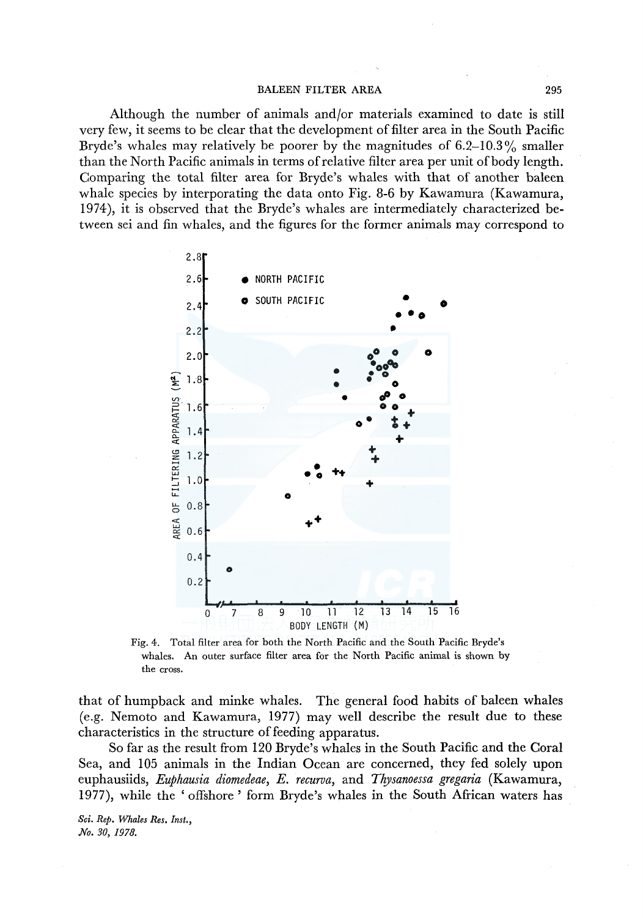Although the number of animals and/or materials examined to date is still very few, it seems to be clear that the development of filter area in the South Pacific Bryde's whales may relatively be poorer by the magnitudes of 6.2–10.3% smaller than the North Pacific animals in terms of relative filter area per unit of body length. Comparing the total filter area for Bryde's whales with that of another baleen whale species by interporating the data onto Fig. 8-6 by Kawamura (Kawamura, 1974), it is observed that the Bryde's whales are intermediately characterized between sei and fin whales, and the figures for the former animals may correspond to

Fig. 4. Total filter area for both the North Pacific and the South Pacific Bryde's whales. An outer surface filter area for the North Pacific animal is shown by the cross.

that of humpback and minke whales. The general food habits of baleen whales (e.g. Nemoto and Kawamura, 1977) may well describe the result due to these characteristics in the structure of feeding apparatus.

So far as the result from 120 Bryde's whales in the South Pacific and the Coral Sea, and 105 animals in the Indian Ocean are concerned, they fed solely upon euphausiids, *Euphausia diomedeae*, *E. recurva*, and *Thysanoessa gregaria* (Kawamura, 1977), while the 'offshore' form Bryde's whales in the South African waters has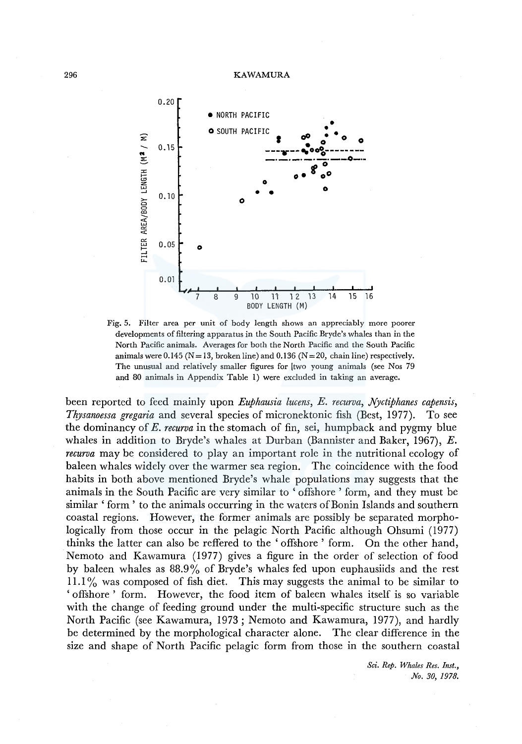Fig. 5. Filter area per unit of body length shows an appreciably more poorer developments of filtering apparatus in the South Pacific Bryde's whales than in the North Pacific animals. Averages for both the North Pacific and the South Pacific animals were 0.145 (N=13, broken line) and 0.136 (N=20, chain line) respectively. The unusual and relatively smaller figures for two young animals (see Nos 79 and 80 animals in Appendix Table 1) were excluded in taking an average.

been reported to feed mainly upon *Euphausia lucens*, *E. recurva*, *Nyctiphanes capensis*, *Thysanoessa gregaria* and several species of micronektonic fish (Best, 1977). To see the dominancy of *E. recurva* in the stomach of fin, sei, humpback and pygmy blue whales in addition to Bryde's whales at Durban (Bannister and Baker, 1967), *E. recurva* may be considered to play an important role in the nutritional ecology of baleen whales widely over the warmer sea region. The coincidence with the food habits in both above mentioned Bryde's whale populations may suggests that the animals in the South Pacific are very similar to 'offshore' form, and they must be similar 'form' to the animals occurring in the waters of Bonin Islands and southern coastal regions. However, the former animals are possibly be separated morphologically from those occur in the pelagic North Pacific although Ohsumi (1977) thinks the latter can also be reffered to the 'offshore' form. On the other hand, Nemoto and Kawamura (1977) gives a figure in the order of selection of food by baleen whales as 88.9% of Bryde's whales fed upon euphausiids and the rest 11.1% was composed of fish diet. This may suggests the animal to be similar to 'offshore' form. However, the food item of baleen whales itself is so variable with the change of feeding ground under the multi-specific structure such as the North Pacific (see Kawamura, 1973; Nemoto and Kawamura, 1977), and hardly be determined by the morphological character alone. The clear difference in the size and shape of North Pacific pelagic form from those in the southern coastal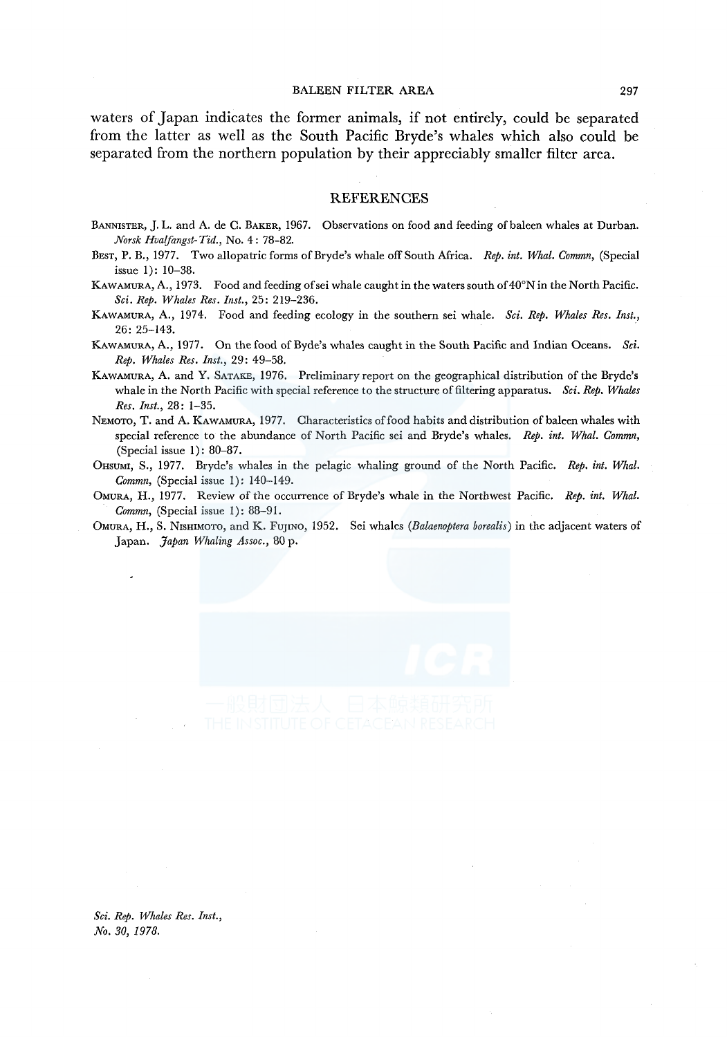waters of Japan indicates the former animals, if not entirely, could be separated from the latter as well as the South Pacific Bryde's whales which also could be separated from the northern population by their appreciably smaller filter area.

## REFERENCES

Bannister, J. L. and A. de C. Baker, 1967. Observations on food and feeding of baleen whales at Durban. *Norsk Hvalfangst-Tid.*, No. 4: 78–82.

Best, P. B., 1977. Two allopatric forms of Bryde's whale off South Africa. *Rep. int. Whal. Commn*, (Special issue 1): 10–38.

Kawamura, A., 1973. Food and feeding of sei whale caught in the waters south of 40°N in the North Pacific. *Sci. Rep. Whales Res. Inst.*, 25: 219–236.

Kawamura, A., 1974. Food and feeding ecology in the southern sei whale. *Sci. Rep. Whales Res. Inst.*, 26: 25–143.

Kawamura, A., 1977. On the food of Byde's whales caught in the South Pacific and Indian Oceans. *Sci. Rep. Whales Res. Inst.*, 29: 49–58.

Kawamura, A. and Y. Satake, 1976. Preliminary report on the geographical distribution of the Bryde's whale in the North Pacific with special reference to the structure of filtering apparatus. *Sci. Rep. Whales Res. Inst.*, 28: 1–35.

Nemoto, T. and A. Kawamura, 1977. Characteristics of food habits and distribution of baleen whales with special reference to the abundance of North Pacific sei and Bryde's whales. *Rep. int. Whal. Commn*, (Special issue 1): 80–87.

Ohsumi, S., 1977. Bryde's whales in the pelagic whaling ground of the North Pacific. *Rep. int. Whal. Commn*, (Special issue 1): 140–149.

Omura, H., 1977. Review of the occurrence of Bryde's whale in the Northwest Pacific. *Rep. int. Whal. Commn*, (Special issue 1): 88–91.

Omura, H., S. Nishimoto, and K. Fujino, 1952. Sei whales (*Balaenoptera borealis*) in the adjacent waters of Japan. *Japan Whaling Assoc.*, 80 p.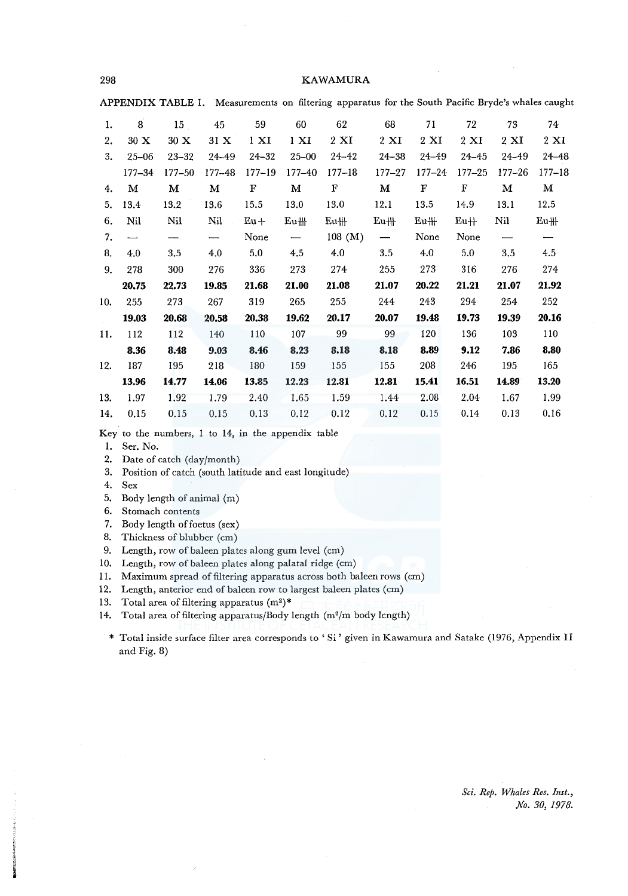APPENDIX TABLE I. Measurements on filtering apparatus for the South Pacific Bryde's whales caught

| 1. | 8 | 15 | 45 | 59 | 60 | 62 | 68 | 71 | 72 | 73 | 74 |
|---|---|---|---|---|---|---|---|---|---|---|---|
| 2. | 30 X | 30 X | 31 X | 1 XI | 1 XI | 2 XI | 2 XI | 2 XI | 2 XI | 2 XI | 2 XI |
| 3. | 25–06 | 23–32 | 24–49 | 24–32 | 25–00 | 24–42 | 24–38 | 24–49 | 24–45 | 24–49 | 24–48 |
| | 177–34 | 177–50 | 177–48 | 177–19 | 177–40 | 177–18 | 177–27 | 177–24 | 177–25 | 177–26 | 177–18 |
| 4. | M | M | M | F | M | F | M | F | F | M | M |
| 5. | 13.4 | 13.2 | 13.6 | 15.5 | 13.0 | 13.0 | 12.1 | 13.5 | 14.9 | 13.1 | 12.5 |
| 6. | Nil | Nil | Nil | Eu+ | Eu#### | Eu### | Eu### | Eu### | Eu++ | Nil | Eu### |
| 7. | — | — | — | None | — | 108 (M) | — | None | None | — | — |
| 8. | 4.0 | 3.5 | 4.0 | 5.0 | 4.5 | 4.0 | 3.5 | 4.0 | 5.0 | 3.5 | 4.5 |
| 9. | 278 | 300 | 276 | 336 | 273 | 274 | 255 | 273 | 316 | 276 | 274 |
| | **20.75** | **22.73** | **19.85** | **21.68** | **21.00** | **21.08** | **21.07** | **20.22** | **21.21** | **21.07** | **21.92** |
| 10. | 255 | 273 | 267 | 319 | 265 | 255 | 244 | 243 | 294 | 254 | 252 |
| | **19.03** | **20.68** | **20.58** | **20.38** | **19.62** | **20.17** | **20.07** | **19.48** | **19.73** | **19.39** | **20.16** |
| 11. | 112 | 112 | 140 | 110 | 107 | 99 | 99 | 120 | 136 | 103 | 110 |
| | **8.36** | **8.48** | **9.03** | **8.46** | **8.23** | **8.18** | **8.18** | **8.89** | **9.12** | **7.86** | **8.80** |
| 12. | 187 | 195 | 218 | 180 | 159 | 155 | 155 | 208 | 246 | 195 | 165 |
| | **13.96** | **14.77** | **14.06** | **13.85** | **12.23** | **12.81** | **12.81** | **15.41** | **16.51** | **14.89** | **13.20** |
| 13. | 1.97 | 1.92 | 1.79 | 2.40 | 1.65 | 1.59 | 1.44 | 2.08 | 2.04 | 1.67 | 1.99 |
| 14. | 0.15 | 0.15 | 0.15 | 0.13 | 0.12 | 0.12 | 0.12 | 0.15 | 0.14 | 0.13 | 0.16 |

Key to the numbers, 1 to 14, in the appendix table

1. Ser. No.
2. Date of catch (day/month)
3. Position of catch (south latitude and east longitude)
4. Sex
5. Body length of animal (m)
6. Stomach contents
7. Body length of foetus (sex)
8. Thickness of blubber (cm)
9. Length, row of baleen plates along gum level (cm)
10. Length, row of baleen plates along palatal ridge (cm)
11. Maximum spread of filtering apparatus across both baleen rows (cm)
12. Length, anterior end of baleen row to largest baleen plates (cm)
13. Total area of filtering apparatus ($m^2$)*
14. Total area of filtering apparatus/Body length ($m^2$/m body length)

\* Total inside surface filter area corresponds to 'Si' given in Kawamura and Satake (1976, Appendix II and Fig. 8)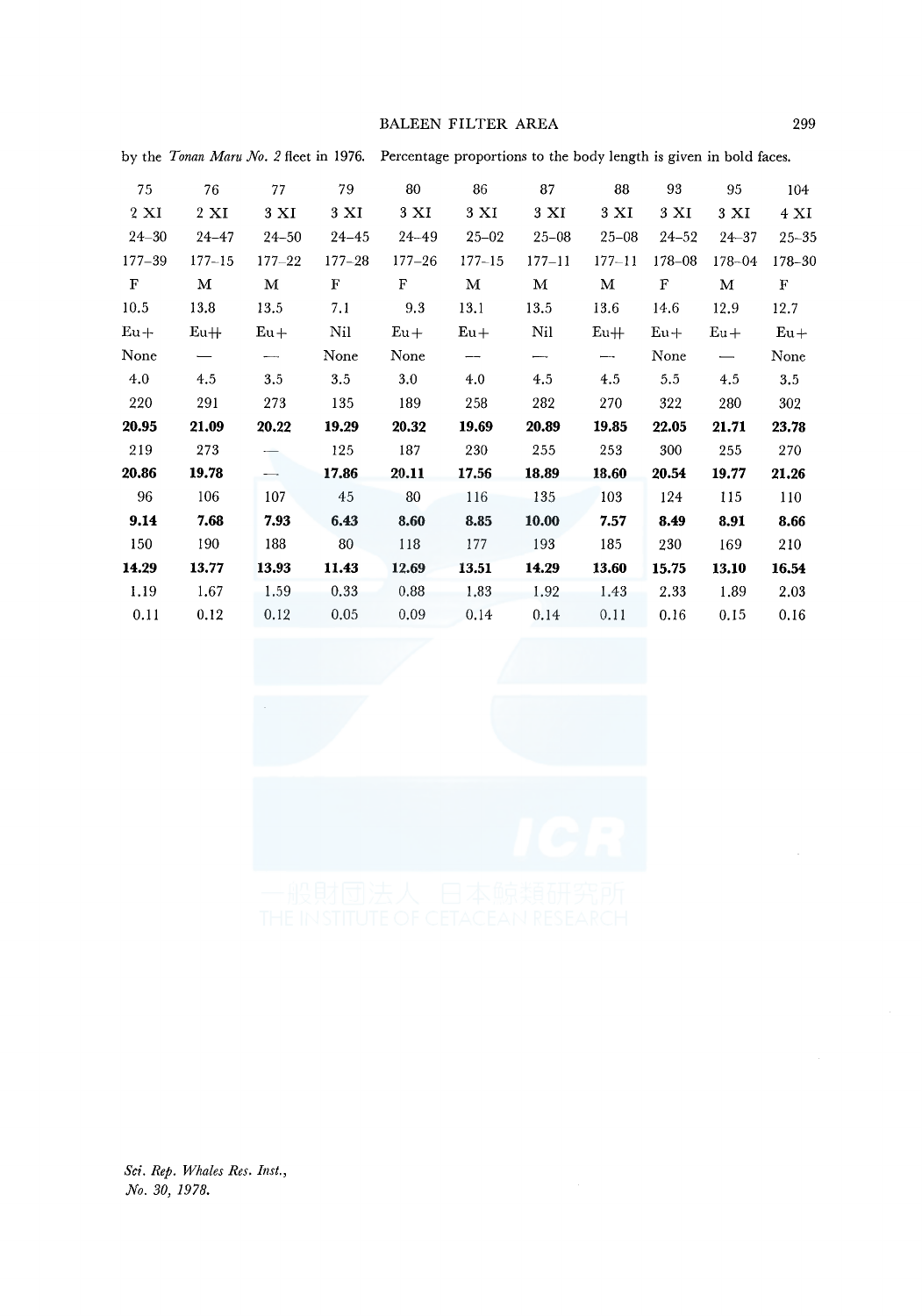by the *Tonan Maru No. 2* fleet in 1976. Percentage proportions to the body length is given in bold faces.

| 75 | 76 | 77 | 79 | 80 | 86 | 87 | 88 | 93 | 95 | 104 |
|---|---|---|---|---|---|---|---|---|---|---|
| 2 XI | 2 XI | 3 XI | 3 XI | 3 XI | 3 XI | 3 XI | 3 XI | 3 XI | 3 XI | 4 XI |
| 24–30 | 24–47 | 24–50 | 24–45 | 24–49 | 25–02 | 25–08 | 25–08 | 24–52 | 24–37 | 25–35 |
| 177–39 | 177–15 | 177–22 | 177–28 | 177–26 | 177–15 | 177–11 | 177–11 | 178–08 | 178–04 | 178–30 |
| F | M | M | F | F | M | M | M | F | M | F |
| 10.5 | 13.8 | 13.5 | 7.1 | 9.3 | 13.1 | 13.5 | 13.6 | 14.6 | 12.9 | 12.7 |
| Eu+ | Eu++ | Eu+ | Nil | Eu+ | Eu+ | Nil | Eu++ | Eu+ | Eu+ | Eu+ |
| None | — | — | None | None | — | — | — | None | — | None |
| 4.0 | 4.5 | 3.5 | 3.5 | 3.0 | 4.0 | 4.5 | 4.5 | 5.5 | 4.5 | 3.5 |
| 220 | 291 | 273 | 135 | 189 | 258 | 282 | 270 | 322 | 280 | 302 |
| **20.95** | **21.09** | **20.22** | **19.29** | **20.32** | **19.69** | **20.89** | **19.85** | **22.05** | **21.71** | **23.78** |
| 219 | 273 | — | 125 | 187 | 230 | 255 | 253 | 300 | 255 | 270 |
| **20.86** | **19.78** | — | **17.86** | **20.11** | **17.56** | **18.89** | **18.60** | **20.54** | **19.77** | **21.26** |
| 96 | 106 | 107 | 45 | 80 | 116 | 135 | 103 | 124 | 115 | 110 |
| **9.14** | **7.68** | **7.93** | **6.43** | **8.60** | **8.85** | **10.00** | **7.57** | **8.49** | **8.91** | **8.66** |
| 150 | 190 | 188 | 80 | 118 | 177 | 193 | 185 | 230 | 169 | 210 |
| **14.29** | **13.77** | **13.93** | **11.43** | **12.69** | **13.51** | **14.29** | **13.60** | **15.75** | **13.10** | **16.54** |
| 1.19 | 1.67 | 1.59 | 0.33 | 0.88 | 1.83 | 1.92 | 1.43 | 2.33 | 1.89 | 2.03 |
| 0.11 | 0.12 | 0.12 | 0.05 | 0.09 | 0.14 | 0.14 | 0.11 | 0.16 | 0.15 | 0.16 |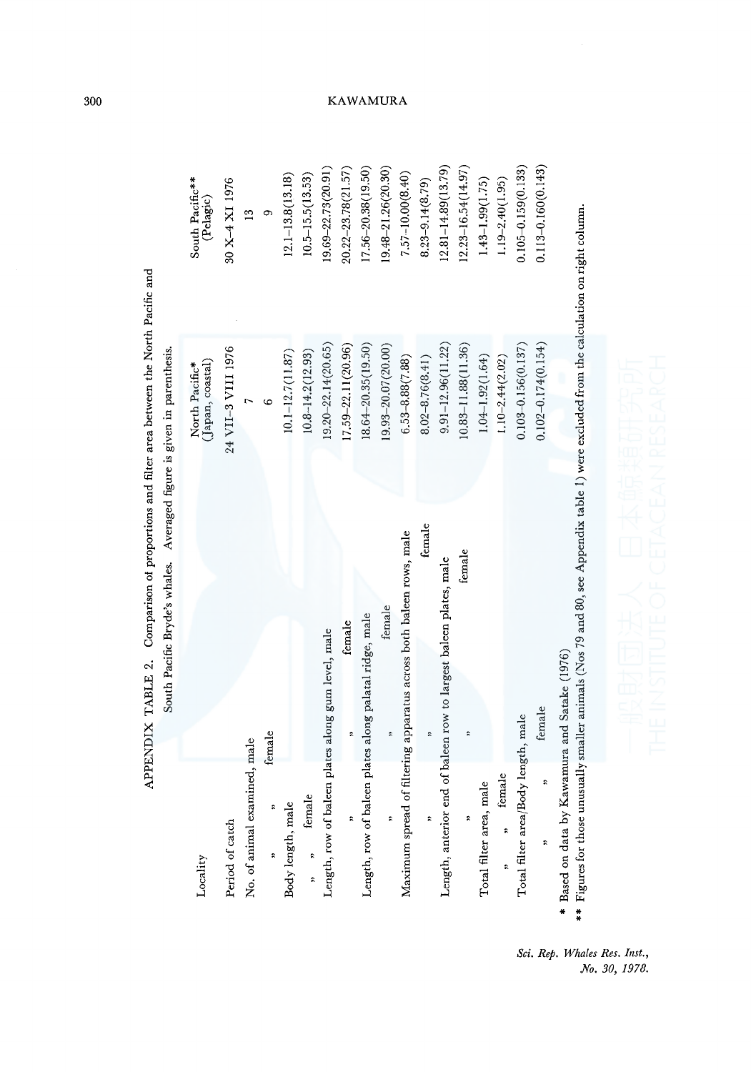APPENDIX TABLE 2. Comparison of proportions and filter area between the North Pacific and South Pacific Bryde's whales. Averaged figure is given in parenthesis.

| Locality | North Pacific* (Japan, coastal) | South Pacific** (Pelagic) |
|---|---|---|
| Period of catch | 24 VII–3 VIII 1976 | 30 X–4 XI 1976 |
| No. of animal examined, male | 7 | 13 |
| " " female | 6 | 9 |
| Body length, male | 10.1–12.7(11.87) | 12.1–13.8(13.18) |
| " " female | 10.8–14.2(12.93) | 10.5–15.5(13.53) |
| Length, row of baleen plates along gum level, male | 19.20–22.14(20.65) | 19.69–22.73(20.91) |
| " female | 17.59–22.11(20.96) | 20.22–23.78(21.57) |
| Length, row of baleen plates along palatal ridge, male | 18.64–20.35(19.50) | 17.56–20.38(19.50) |
| " female | 19.93–20.07(20.00) | 19.48–21.26(20.30) |
| Maximum spread of filtering apparatus across both baleen rows, male | 6.53–8.88(7.88) | 7.57–10.00(8.40) |
| " female | 8.02–8.76(8.41) | 8.23–9.14(8.79) |
| Length, anterior end of baleen row to largest baleen plates, male | 9.91–12.96(11.22) | 12.81–14.89(13.79) |
| " female | 10.83–11.88(11.36) | 12.23–16.54(14.97) |
| Total filter area, male | 1.04–1.92(1.64) | 1.43–1.99(1.75) |
| " " female | 1.10–2.44(2.02) | 1.19–2.40(1.95) |
| Total filter area/Body length, male | 0.103–0.156(0.137) | 0.105–0.159(0.133) |
| " " female | 0.102–0.174(0.154) | 0.113–0.160(0.143) |

\* Based on data by Kawamura and Satake (1976)

\*\* Figures for those unusually smaller animals (Nos 79 and 80, see Appendix table 1) were excluded from the calculation on right column.